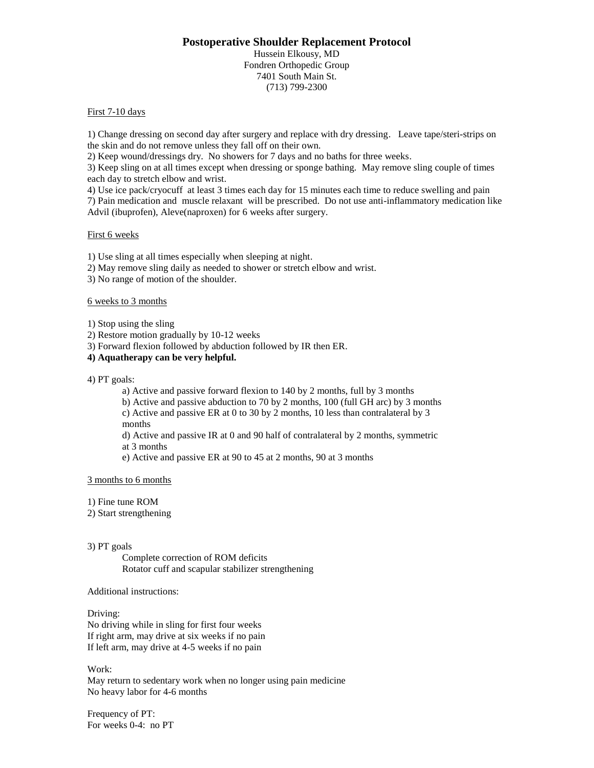# Postoperative Shoulder Replacement Protocol

Hussein Elkousy, MD
Fondren Orthopedic Group
7401 South Main St.
(713) 799-2300

<u>First 7-10 days</u>

1) Change dressing on second day after surgery and replace with dry dressing. Leave tape/steri-strips on the skin and do not remove unless they fall off on their own.
2) Keep wound/dressings dry. No showers for 7 days and no baths for three weeks.
3) Keep sling on at all times except when dressing or sponge bathing. May remove sling couple of times each day to stretch elbow and wrist.
4) Use ice pack/cryocuff at least 3 times each day for 15 minutes each time to reduce swelling and pain
7) Pain medication and muscle relaxant will be prescribed. Do not use anti-inflammatory medication like Advil (ibuprofen), Aleve(naproxen) for 6 weeks after surgery.

<u>First 6 weeks</u>

1) Use sling at all times especially when sleeping at night.
2) May remove sling daily as needed to shower or stretch elbow and wrist.
3) No range of motion of the shoulder.

<u>6 weeks to 3 months</u>

1) Stop using the sling
2) Restore motion gradually by 10-12 weeks
3) Forward flexion followed by abduction followed by IR then ER.
**4) Aquatherapy can be very helpful.**

4) PT goals:

a) Active and passive forward flexion to 140 by 2 months, full by 3 months
b) Active and passive abduction to 70 by 2 months, 100 (full GH arc) by 3 months
c) Active and passive ER at 0 to 30 by 2 months, 10 less than contralateral by 3 months
d) Active and passive IR at 0 and 90 half of contralateral by 2 months, symmetric at 3 months
e) Active and passive ER at 90 to 45 at 2 months, 90 at 3 months

<u>3 months to 6 months</u>

1) Fine tune ROM
2) Start strengthening

3) PT goals

Complete correction of ROM deficits
Rotator cuff and scapular stabilizer strengthening

Additional instructions:

Driving:
No driving while in sling for first four weeks
If right arm, may drive at six weeks if no pain
If left arm, may drive at 4-5 weeks if no pain

Work:
May return to sedentary work when no longer using pain medicine
No heavy labor for 4-6 months

Frequency of PT:
For weeks 0-4: no PT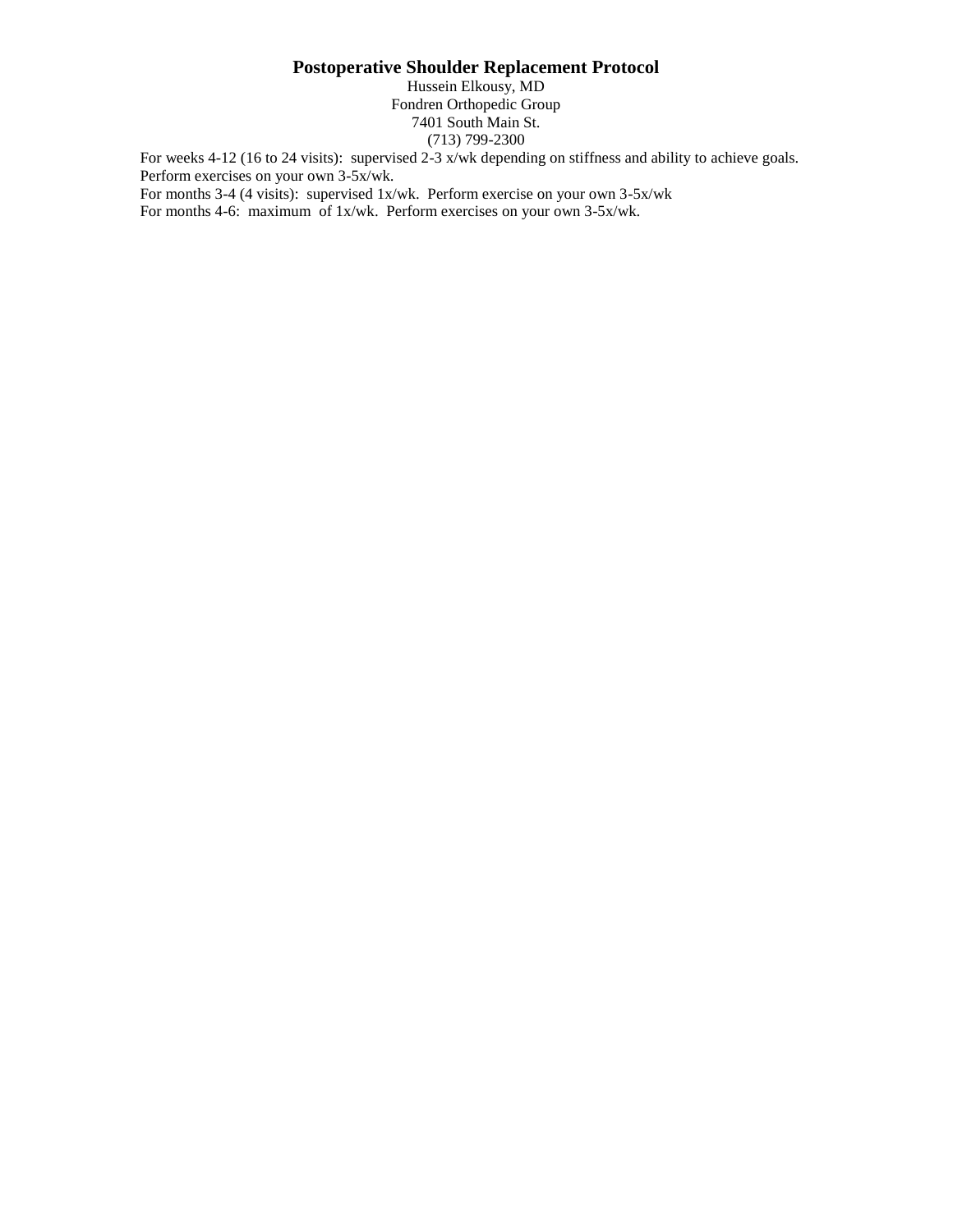# Postoperative Shoulder Replacement Protocol

Hussein Elkousy, MD
Fondren Orthopedic Group
7401 South Main St.
(713) 799-2300

For weeks 4-12 (16 to 24 visits): supervised 2-3 x/wk depending on stiffness and ability to achieve goals. Perform exercises on your own 3-5x/wk.

For months 3-4 (4 visits): supervised 1x/wk. Perform exercise on your own 3-5x/wk

For months 4-6: maximum of 1x/wk. Perform exercises on your own 3-5x/wk.